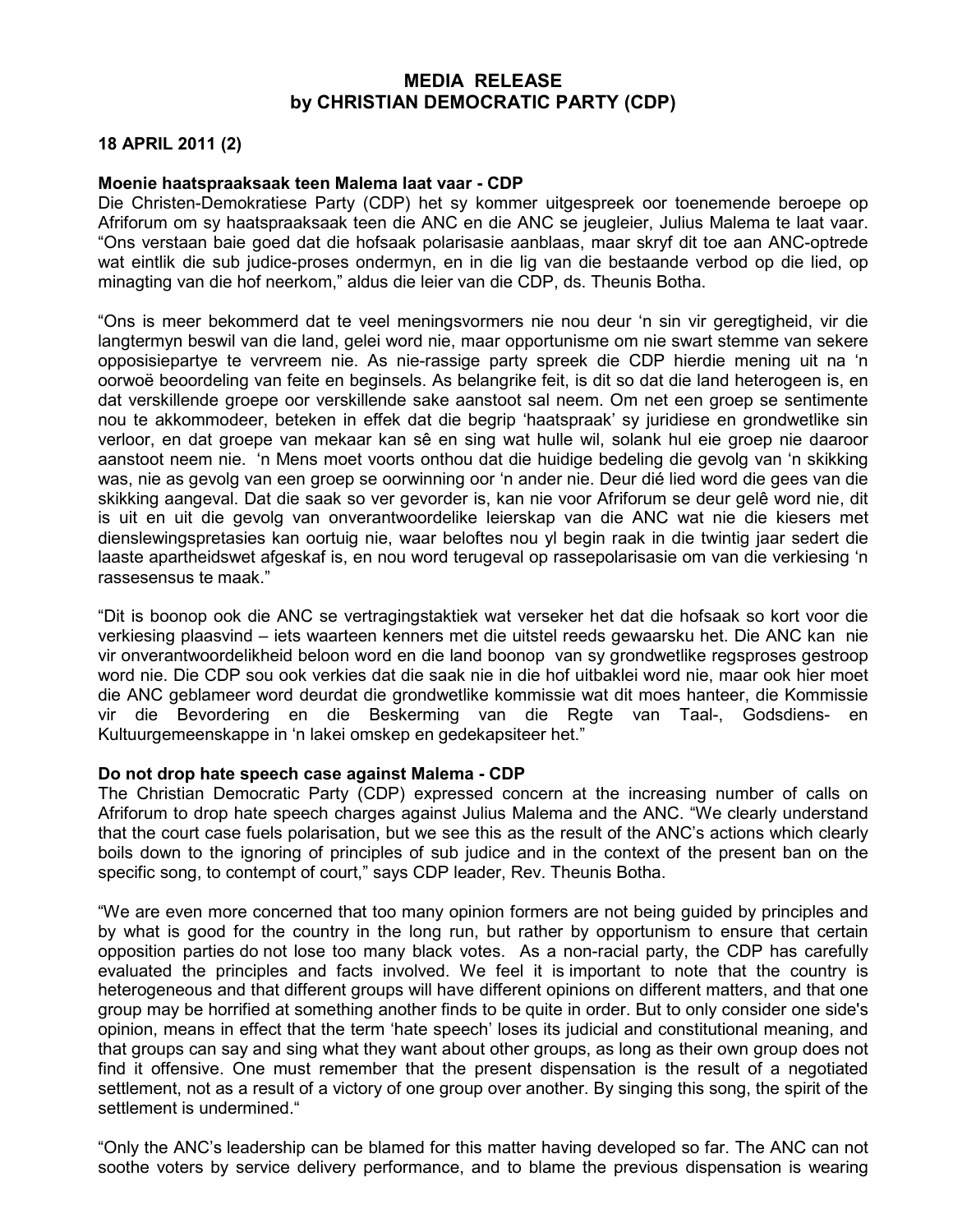# MEDIA RELEASE
# by CHRISTIAN DEMOCRATIC PARTY (CDP)

**18 APRIL 2011 (2)**

**Moenie haatspraaksaak teen Malema laat vaar - CDP**

Die Christen-Demokratiese Party (CDP) het sy kommer uitgespreek oor toenemende beroepe op Afriforum om sy haatspraaksaak teen die ANC en die ANC se jeugleier, Julius Malema te laat vaar. "Ons verstaan baie goed dat die hofsaak polarisasie aanblaas, maar skryf dit toe aan ANC-optrede wat eintlik die sub judice-proses ondermyn, en in die lig van die bestaande verbod op die lied, op minagting van die hof neerkom," aldus die leier van die CDP, ds. Theunis Botha.

"Ons is meer bekommerd dat te veel meningsvormers nie nou deur 'n sin vir geregtigheid, vir die langtermyn beswil van die land, gelei word nie, maar opportunisme om nie swart stemme van sekere opposisiepartye te vervreem nie. As nie-rassige party spreek die CDP hierdie mening uit na 'n oorwoë beoordeling van feite en beginsels. As belangrike feit, is dit so dat die land heterogeen is, en dat verskillende groepe oor verskillende sake aanstoot sal neem. Om net een groep se sentimente nou te akkommodeer, beteken in effek dat die begrip 'haatspraak' sy juridiese en grondwetlike sin verloor, en dat groepe van mekaar kan sê en sing wat hulle wil, solank hul eie groep nie daaroor aanstoot neem nie. 'n Mens moet voorts onthou dat die huidige bedeling die gevolg van 'n skikking was, nie as gevolg van een groep se oorwinning oor 'n ander nie. Deur dié lied word die gees van die skikking aangeval. Dat die saak so ver gevorder is, kan nie voor Afriforum se deur gelê word nie, dit is uit en uit die gevolg van onverantwoordelike leierskap van die ANC wat nie die kiesers met dienslewingspretasies kan oortuig nie, waar beloftes nou yl begin raak in die twintig jaar sedert die laaste apartheidswet afgeskaf is, en nou word terugeval op rassepolarisasie om van die verkiesing 'n rassesensus te maak."

"Dit is boonop ook die ANC se vertragingstaktiek wat verseker het dat die hofsaak so kort voor die verkiesing plaasvind – iets waarteen kenners met die uitstel reeds gewaarsku het. Die ANC kan nie vir onverantwoordelikheid beloon word en die land boonop van sy grondwetlike regsproses gestroop word nie. Die CDP sou ook verkies dat die saak nie in die hof uitbaklei word nie, maar ook hier moet die ANC geblameer word deurdat die grondwetlike kommissie wat dit moes hanteer, die Kommissie vir die Bevordering en die Beskerming van die Regte van Taal-, Godsdiens- en Kultuurgemeenskappe in 'n lakei omskep en gedekapsiteer het."

**Do not drop hate speech case against Malema - CDP**

The Christian Democratic Party (CDP) expressed concern at the increasing number of calls on Afriforum to drop hate speech charges against Julius Malema and the ANC. "We clearly understand that the court case fuels polarisation, but we see this as the result of the ANC's actions which clearly boils down to the ignoring of principles of sub judice and in the context of the present ban on the specific song, to contempt of court," says CDP leader, Rev. Theunis Botha.

"We are even more concerned that too many opinion formers are not being guided by principles and by what is good for the country in the long run, but rather by opportunism to ensure that certain opposition parties do not lose too many black votes. As a non-racial party, the CDP has carefully evaluated the principles and facts involved. We feel it is important to note that the country is heterogeneous and that different groups will have different opinions on different matters, and that one group may be horrified at something another finds to be quite in order. But to only consider one side's opinion, means in effect that the term 'hate speech' loses its judicial and constitutional meaning, and that groups can say and sing what they want about other groups, as long as their own group does not find it offensive. One must remember that the present dispensation is the result of a negotiated settlement, not as a result of a victory of one group over another. By singing this song, the spirit of the settlement is undermined."

"Only the ANC's leadership can be blamed for this matter having developed so far. The ANC can not soothe voters by service delivery performance, and to blame the previous dispensation is wearing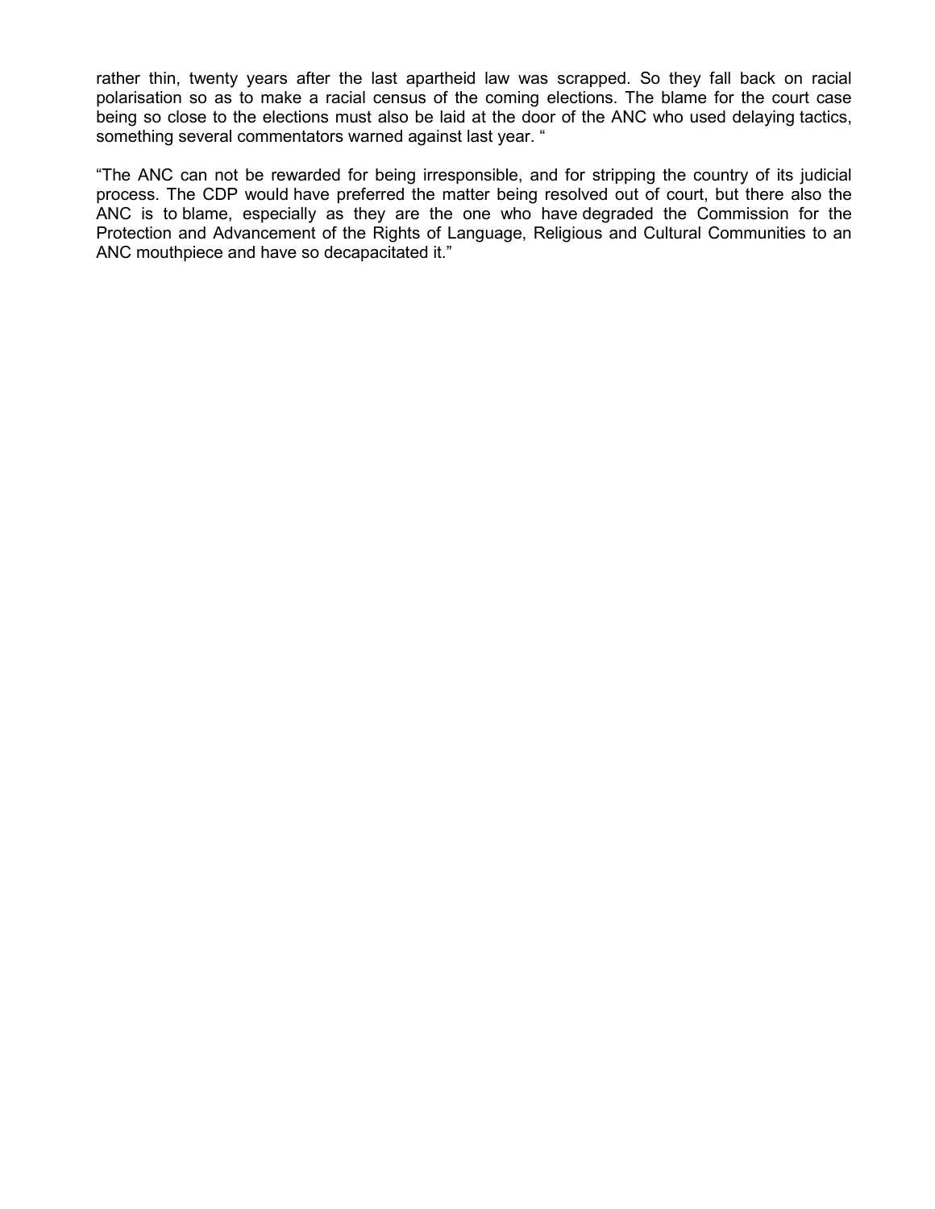rather thin, twenty years after the last apartheid law was scrapped. So they fall back on racial polarisation so as to make a racial census of the coming elections. The blame for the court case being so close to the elections must also be laid at the door of the ANC who used delaying tactics, something several commentators warned against last year. "

"The ANC can not be rewarded for being irresponsible, and for stripping the country of its judicial process. The CDP would have preferred the matter being resolved out of court, but there also the ANC is to blame, especially as they are the one who have degraded the Commission for the Protection and Advancement of the Rights of Language, Religious and Cultural Communities to an ANC mouthpiece and have so decapacitated it."